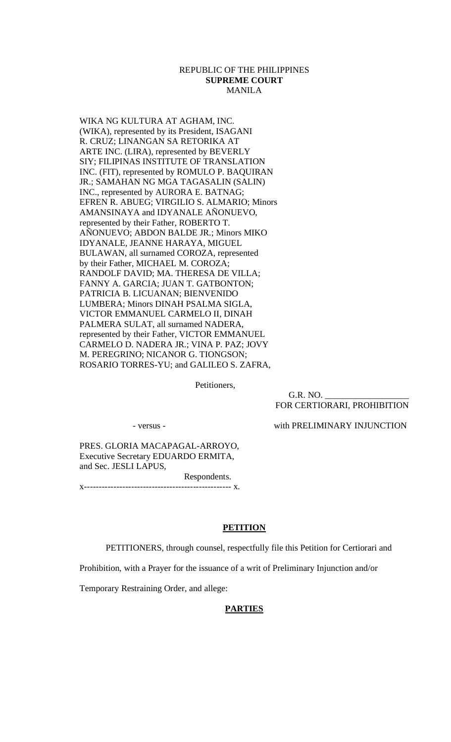REPUBLIC OF THE PHILIPPINES
**SUPREME COURT**
MANILA

WIKA NG KULTURA AT AGHAM, INC. (WIKA), represented by its President, ISAGANI R. CRUZ; LINANGAN SA RETORIKA AT ARTE INC. (LIRA), represented by BEVERLY SIY; FILIPINAS INSTITUTE OF TRANSLATION INC. (FIT), represented by ROMULO P. BAQUIRAN JR.; SAMAHAN NG MGA TAGASALIN (SALIN) INC., represented by AURORA E. BATNAG; EFREN R. ABUEG; VIRGILIO S. ALMARIO; Minors AMANSINAYA and IDYANALE AÑONUEVO, represented by their Father, ROBERTO T. AÑONUEVO; ABDON BALDE JR.; Minors MIKO IDYANALE, JEANNE HARAYA, MIGUEL BULAWAN, all surnamed COROZA, represented by their Father, MICHAEL M. COROZA; RANDOLF DAVID; MA. THERESA DE VILLA; FANNY A. GARCIA; JUAN T. GATBONTON; PATRICIA B. LICUANAN; BIENVENIDO LUMBERA; Minors DINAH PSALMA SIGLA, VICTOR EMMANUEL CARMELO II, DINAH PALMERA SULAT, all surnamed NADERA, represented by their Father, VICTOR EMMANUEL CARMELO D. NADERA JR.; VINA P. PAZ; JOVY M. PEREGRINO; NICANOR G. TIONGSON; ROSARIO TORRES-YU; and GALILEO S. ZAFRA,

Petitioners,

G.R. NO. ___________________
FOR CERTIORARI, PROHIBITION
with PRELIMINARY INJUNCTION

- versus -

PRES. GLORIA MACAPAGAL-ARROYO, Executive Secretary EDUARDO ERMITA, and Sec. JESLI LAPUS,

Respondents.

x------------------------------------------------- x.

**PETITION**

PETITIONERS, through counsel, respectfully file this Petition for Certiorari and Prohibition, with a Prayer for the issuance of a writ of Preliminary Injunction and/or Temporary Restraining Order, and allege:

**PARTIES**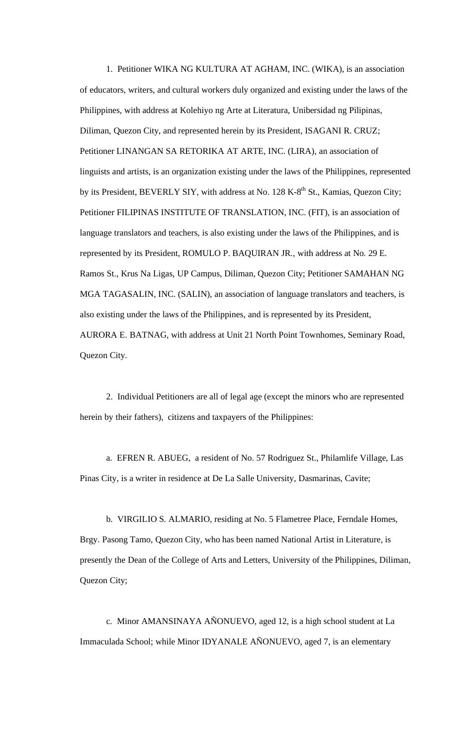1. Petitioner WIKA NG KULTURA AT AGHAM, INC. (WIKA), is an association of educators, writers, and cultural workers duly organized and existing under the laws of the Philippines, with address at Kolehiyo ng Arte at Literatura, Unibersidad ng Pilipinas, Diliman, Quezon City, and represented herein by its President, ISAGANI R. CRUZ; Petitioner LINANGAN SA RETORIKA AT ARTE, INC. (LIRA), an association of linguists and artists, is an organization existing under the laws of the Philippines, represented by its President, BEVERLY SIY, with address at No. 128 K-8th St., Kamias, Quezon City; Petitioner FILIPINAS INSTITUTE OF TRANSLATION, INC. (FIT), is an association of language translators and teachers, is also existing under the laws of the Philippines, and is represented by its President, ROMULO P. BAQUIRAN JR., with address at No. 29 E. Ramos St., Krus Na Ligas, UP Campus, Diliman, Quezon City; Petitioner SAMAHAN NG MGA TAGASALIN, INC. (SALIN), an association of language translators and teachers, is also existing under the laws of the Philippines, and is represented by its President, AURORA E. BATNAG, with address at Unit 21 North Point Townhomes, Seminary Road, Quezon City.

2. Individual Petitioners are all of legal age (except the minors who are represented herein by their fathers), citizens and taxpayers of the Philippines:

a. EFREN R. ABUEG, a resident of No. 57 Rodriguez St., Philamlife Village, Las Pinas City, is a writer in residence at De La Salle University, Dasmarinas, Cavite;

b. VIRGILIO S. ALMARIO, residing at No. 5 Flametree Place, Ferndale Homes, Brgy. Pasong Tamo, Quezon City, who has been named National Artist in Literature, is presently the Dean of the College of Arts and Letters, University of the Philippines, Diliman, Quezon City;

c. Minor AMANSINAYA AÑONUEVO, aged 12, is a high school student at La Immaculada School; while Minor IDYANALE AÑONUEVO, aged 7, is an elementary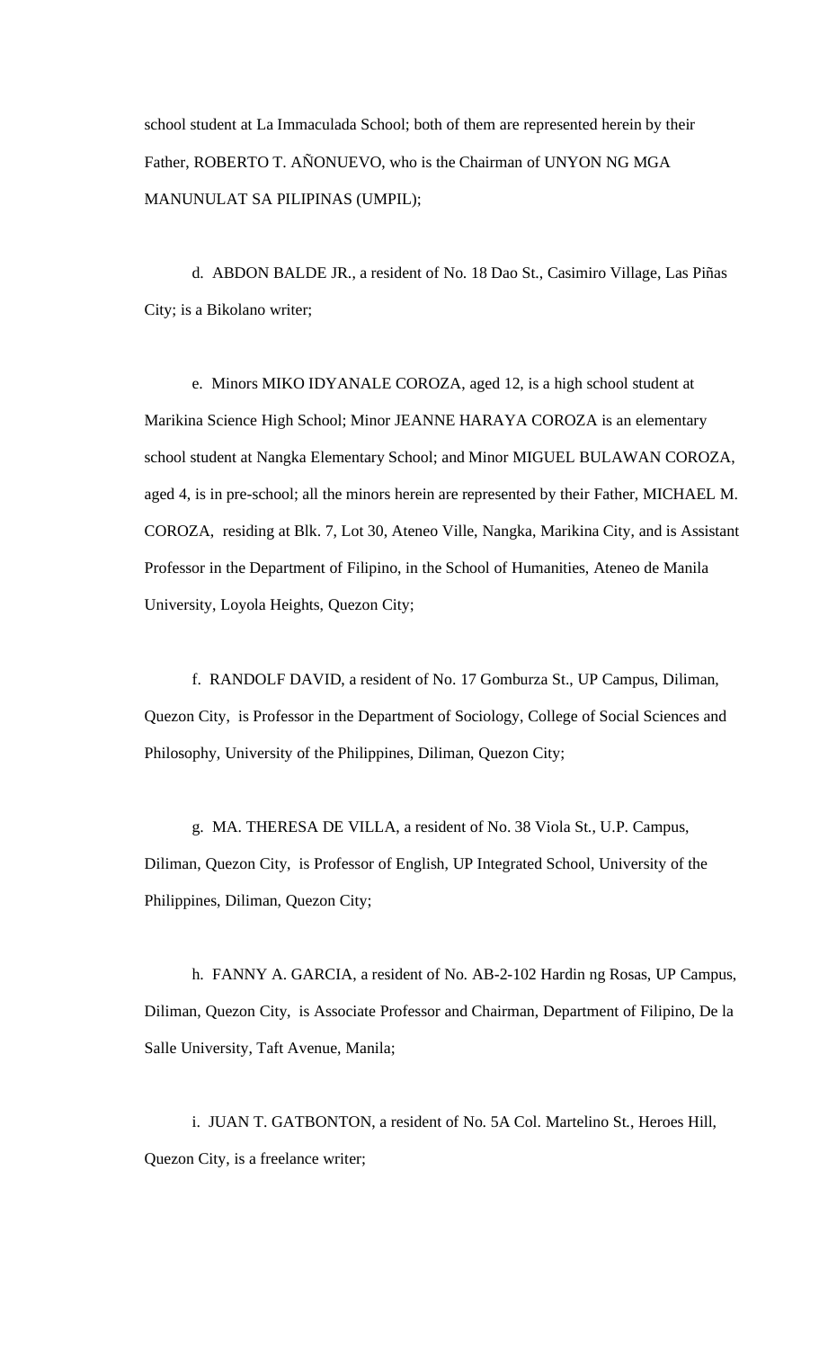school student at La Immaculada School; both of them are represented herein by their Father, ROBERTO T. AÑONUEVO, who is the Chairman of UNYON NG MGA MANUNULAT SA PILIPINAS (UMPIL);

d. ABDON BALDE JR., a resident of No. 18 Dao St., Casimiro Village, Las Piñas City; is a Bikolano writer;

e. Minors MIKO IDYANALE COROZA, aged 12, is a high school student at Marikina Science High School; Minor JEANNE HARAYA COROZA is an elementary school student at Nangka Elementary School; and Minor MIGUEL BULAWAN COROZA, aged 4, is in pre-school; all the minors herein are represented by their Father, MICHAEL M. COROZA, residing at Blk. 7, Lot 30, Ateneo Ville, Nangka, Marikina City, and is Assistant Professor in the Department of Filipino, in the School of Humanities, Ateneo de Manila University, Loyola Heights, Quezon City;

f. RANDOLF DAVID, a resident of No. 17 Gomburza St., UP Campus, Diliman, Quezon City, is Professor in the Department of Sociology, College of Social Sciences and Philosophy, University of the Philippines, Diliman, Quezon City;

g. MA. THERESA DE VILLA, a resident of No. 38 Viola St., U.P. Campus, Diliman, Quezon City, is Professor of English, UP Integrated School, University of the Philippines, Diliman, Quezon City;

h. FANNY A. GARCIA, a resident of No. AB-2-102 Hardin ng Rosas, UP Campus, Diliman, Quezon City, is Associate Professor and Chairman, Department of Filipino, De la Salle University, Taft Avenue, Manila;

i. JUAN T. GATBONTON, a resident of No. 5A Col. Martelino St., Heroes Hill, Quezon City, is a freelance writer;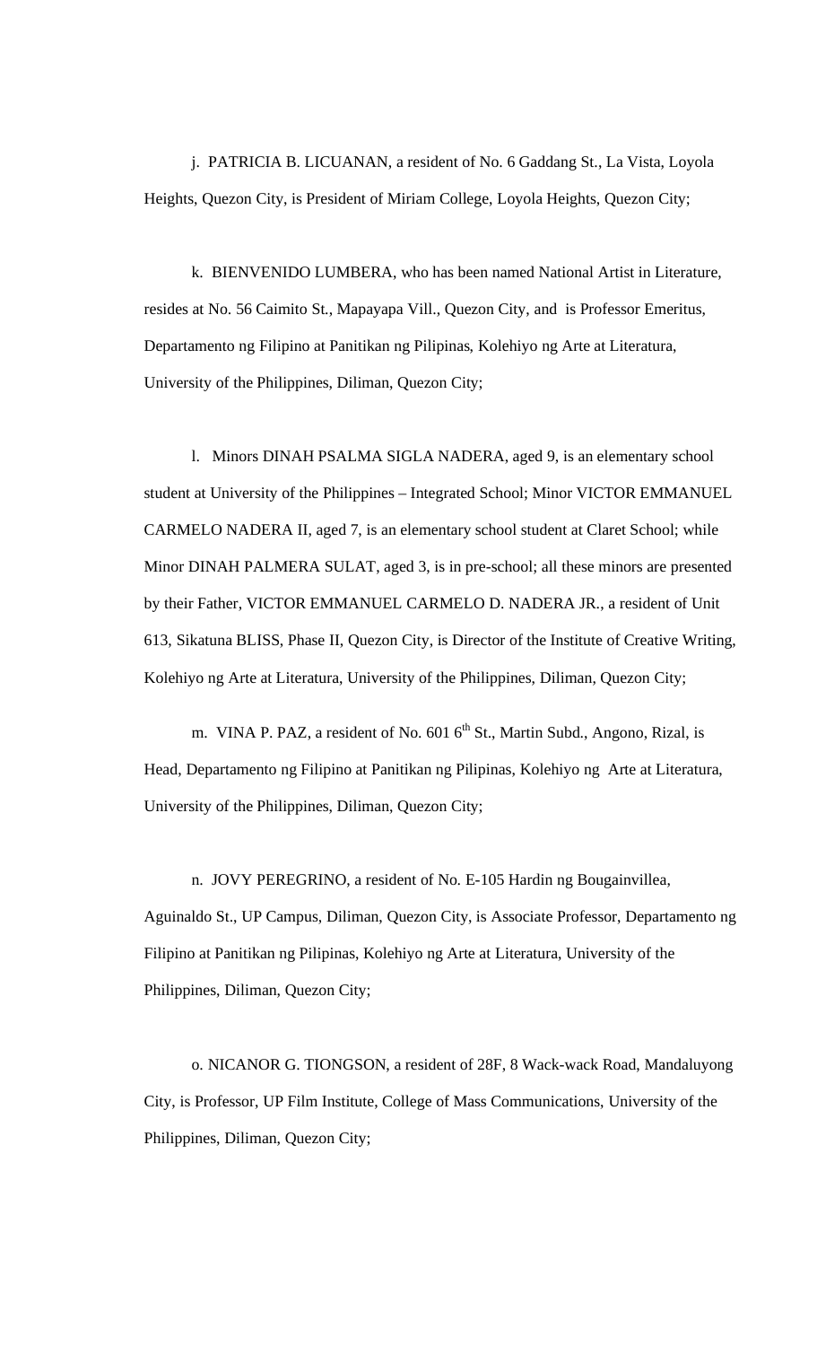j. PATRICIA B. LICUANAN, a resident of No. 6 Gaddang St., La Vista, Loyola Heights, Quezon City, is President of Miriam College, Loyola Heights, Quezon City;

k. BIENVENIDO LUMBERA, who has been named National Artist in Literature, resides at No. 56 Caimito St., Mapayapa Vill., Quezon City, and is Professor Emeritus, Departamento ng Filipino at Panitikan ng Pilipinas, Kolehiyo ng Arte at Literatura, University of the Philippines, Diliman, Quezon City;

l. Minors DINAH PSALMA SIGLA NADERA, aged 9, is an elementary school student at University of the Philippines – Integrated School; Minor VICTOR EMMANUEL CARMELO NADERA II, aged 7, is an elementary school student at Claret School; while Minor DINAH PALMERA SULAT, aged 3, is in pre-school; all these minors are presented by their Father, VICTOR EMMANUEL CARMELO D. NADERA JR., a resident of Unit 613, Sikatuna BLISS, Phase II, Quezon City, is Director of the Institute of Creative Writing, Kolehiyo ng Arte at Literatura, University of the Philippines, Diliman, Quezon City;

m. VINA P. PAZ, a resident of No. 601 6th St., Martin Subd., Angono, Rizal, is Head, Departamento ng Filipino at Panitikan ng Pilipinas, Kolehiyo ng Arte at Literatura, University of the Philippines, Diliman, Quezon City;

n. JOVY PEREGRINO, a resident of No. E-105 Hardin ng Bougainvillea, Aguinaldo St., UP Campus, Diliman, Quezon City, is Associate Professor, Departamento ng Filipino at Panitikan ng Pilipinas, Kolehiyo ng Arte at Literatura, University of the Philippines, Diliman, Quezon City;

o. NICANOR G. TIONGSON, a resident of 28F, 8 Wack-wack Road, Mandaluyong City, is Professor, UP Film Institute, College of Mass Communications, University of the Philippines, Diliman, Quezon City;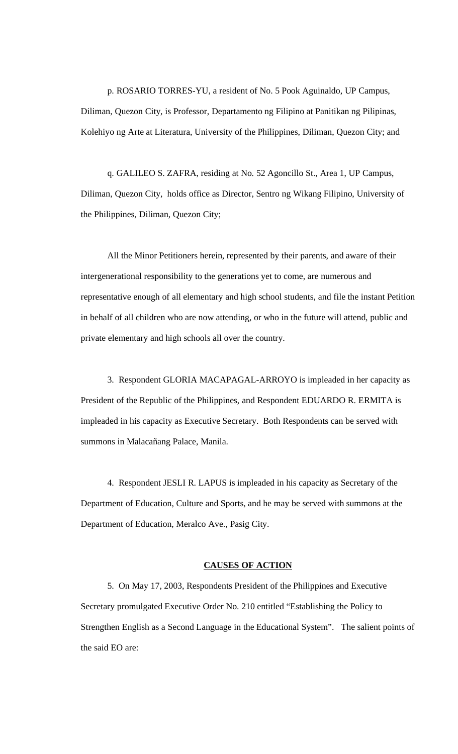p. ROSARIO TORRES-YU, a resident of No. 5 Pook Aguinaldo, UP Campus, Diliman, Quezon City, is Professor, Departamento ng Filipino at Panitikan ng Pilipinas, Kolehiyo ng Arte at Literatura, University of the Philippines, Diliman, Quezon City; and

q. GALILEO S. ZAFRA, residing at No. 52 Agoncillo St., Area 1, UP Campus, Diliman, Quezon City, holds office as Director, Sentro ng Wikang Filipino, University of the Philippines, Diliman, Quezon City;

All the Minor Petitioners herein, represented by their parents, and aware of their intergenerational responsibility to the generations yet to come, are numerous and representative enough of all elementary and high school students, and file the instant Petition in behalf of all children who are now attending, or who in the future will attend, public and private elementary and high schools all over the country.

3. Respondent GLORIA MACAPAGAL-ARROYO is impleaded in her capacity as President of the Republic of the Philippines, and Respondent EDUARDO R. ERMITA is impleaded in his capacity as Executive Secretary. Both Respondents can be served with summons in Malacañang Palace, Manila.

4. Respondent JESLI R. LAPUS is impleaded in his capacity as Secretary of the Department of Education, Culture and Sports, and he may be served with summons at the Department of Education, Meralco Ave., Pasig City.

## CAUSES OF ACTION

5. On May 17, 2003, Respondents President of the Philippines and Executive Secretary promulgated Executive Order No. 210 entitled "Establishing the Policy to Strengthen English as a Second Language in the Educational System". The salient points of the said EO are: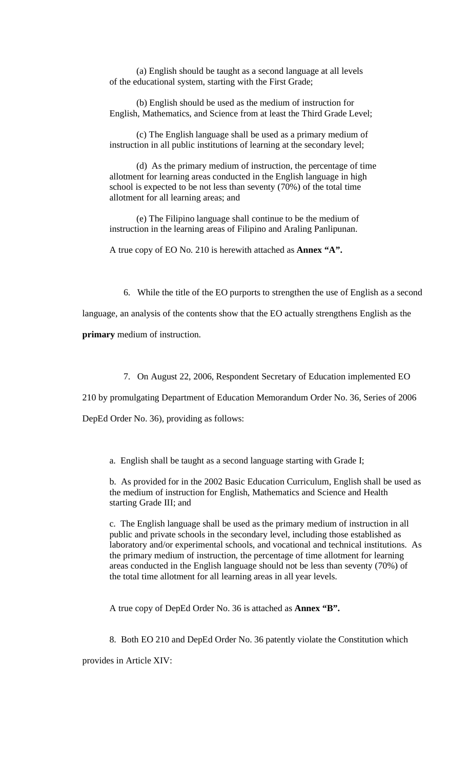(a) English should be taught as a second language at all levels of the educational system, starting with the First Grade;

(b) English should be used as the medium of instruction for English, Mathematics, and Science from at least the Third Grade Level;

(c) The English language shall be used as a primary medium of instruction in all public institutions of learning at the secondary level;

(d) As the primary medium of instruction, the percentage of time allotment for learning areas conducted in the English language in high school is expected to be not less than seventy (70%) of the total time allotment for all learning areas; and

(e) The Filipino language shall continue to be the medium of instruction in the learning areas of Filipino and Araling Panlipunan.

A true copy of EO No. 210 is herewith attached as **Annex "A".**

6. While the title of the EO purports to strengthen the use of English as a second language, an analysis of the contents show that the EO actually strengthens English as the **primary** medium of instruction.

7. On August 22, 2006, Respondent Secretary of Education implemented EO 210 by promulgating Department of Education Memorandum Order No. 36, Series of 2006 DepEd Order No. 36), providing as follows:

a. English shall be taught as a second language starting with Grade I;

b. As provided for in the 2002 Basic Education Curriculum, English shall be used as the medium of instruction for English, Mathematics and Science and Health starting Grade III; and

c. The English language shall be used as the primary medium of instruction in all public and private schools in the secondary level, including those established as laboratory and/or experimental schools, and vocational and technical institutions. As the primary medium of instruction, the percentage of time allotment for learning areas conducted in the English language should not be less than seventy (70%) of the total time allotment for all learning areas in all year levels.

A true copy of DepEd Order No. 36 is attached as **Annex "B".**

8. Both EO 210 and DepEd Order No. 36 patently violate the Constitution which provides in Article XIV: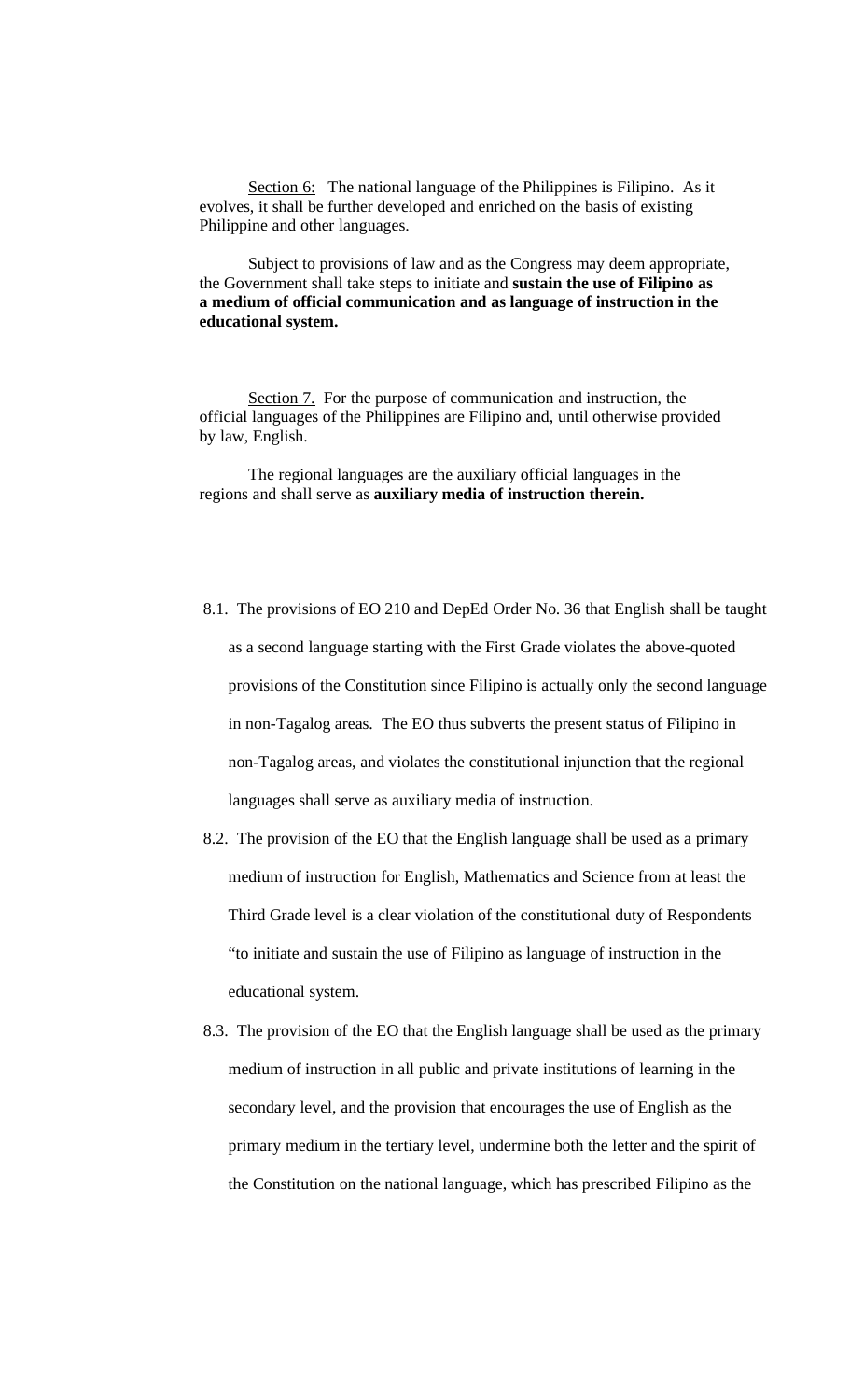Section 6: The national language of the Philippines is Filipino. As it evolves, it shall be further developed and enriched on the basis of existing Philippine and other languages.

Subject to provisions of law and as the Congress may deem appropriate, the Government shall take steps to initiate and **sustain the use of Filipino as a medium of official communication and as language of instruction in the educational system.**

Section 7. For the purpose of communication and instruction, the official languages of the Philippines are Filipino and, until otherwise provided by law, English.

The regional languages are the auxiliary official languages in the regions and shall serve as **auxiliary media of instruction therein.**

8.1. The provisions of EO 210 and DepEd Order No. 36 that English shall be taught as a second language starting with the First Grade violates the above-quoted provisions of the Constitution since Filipino is actually only the second language in non-Tagalog areas. The EO thus subverts the present status of Filipino in non-Tagalog areas, and violates the constitutional injunction that the regional languages shall serve as auxiliary media of instruction.

8.2. The provision of the EO that the English language shall be used as a primary medium of instruction for English, Mathematics and Science from at least the Third Grade level is a clear violation of the constitutional duty of Respondents "to initiate and sustain the use of Filipino as language of instruction in the educational system.

8.3. The provision of the EO that the English language shall be used as the primary medium of instruction in all public and private institutions of learning in the secondary level, and the provision that encourages the use of English as the primary medium in the tertiary level, undermine both the letter and the spirit of the Constitution on the national language, which has prescribed Filipino as the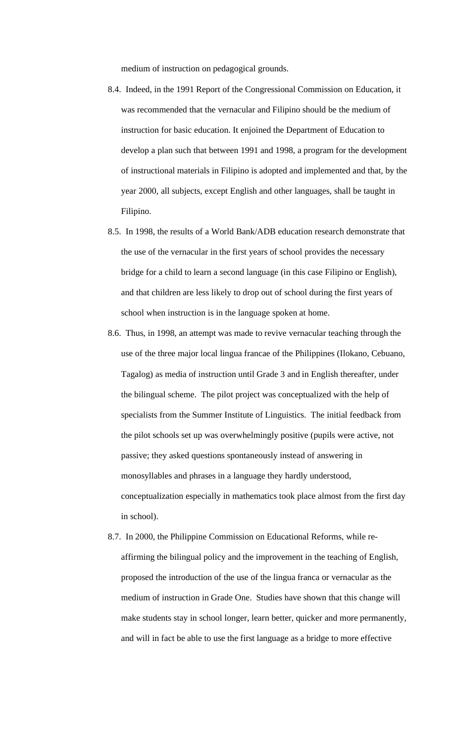medium of instruction on pedagogical grounds.

8.4. Indeed, in the 1991 Report of the Congressional Commission on Education, it was recommended that the vernacular and Filipino should be the medium of instruction for basic education. It enjoined the Department of Education to develop a plan such that between 1991 and 1998, a program for the development of instructional materials in Filipino is adopted and implemented and that, by the year 2000, all subjects, except English and other languages, shall be taught in Filipino.

8.5. In 1998, the results of a World Bank/ADB education research demonstrate that the use of the vernacular in the first years of school provides the necessary bridge for a child to learn a second language (in this case Filipino or English), and that children are less likely to drop out of school during the first years of school when instruction is in the language spoken at home.

8.6. Thus, in 1998, an attempt was made to revive vernacular teaching through the use of the three major local lingua francae of the Philippines (Ilokano, Cebuano, Tagalog) as media of instruction until Grade 3 and in English thereafter, under the bilingual scheme. The pilot project was conceptualized with the help of specialists from the Summer Institute of Linguistics. The initial feedback from the pilot schools set up was overwhelmingly positive (pupils were active, not passive; they asked questions spontaneously instead of answering in monosyllables and phrases in a language they hardly understood, conceptualization especially in mathematics took place almost from the first day in school).

8.7. In 2000, the Philippine Commission on Educational Reforms, while re-affirming the bilingual policy and the improvement in the teaching of English, proposed the introduction of the use of the lingua franca or vernacular as the medium of instruction in Grade One. Studies have shown that this change will make students stay in school longer, learn better, quicker and more permanently, and will in fact be able to use the first language as a bridge to more effective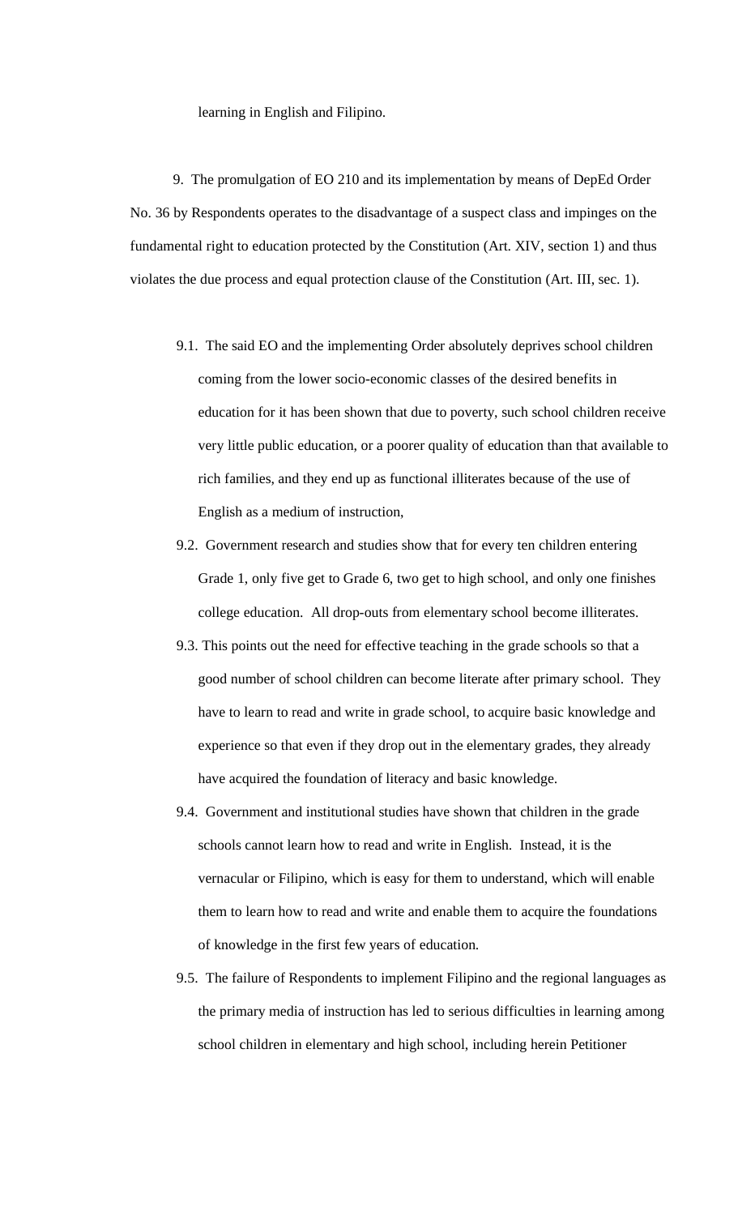learning in English and Filipino.

9. The promulgation of EO 210 and its implementation by means of DepEd Order No. 36 by Respondents operates to the disadvantage of a suspect class and impinges on the fundamental right to education protected by the Constitution (Art. XIV, section 1) and thus violates the due process and equal protection clause of the Constitution (Art. III, sec. 1).

9.1. The said EO and the implementing Order absolutely deprives school children coming from the lower socio-economic classes of the desired benefits in education for it has been shown that due to poverty, such school children receive very little public education, or a poorer quality of education than that available to rich families, and they end up as functional illiterates because of the use of English as a medium of instruction,

9.2. Government research and studies show that for every ten children entering Grade 1, only five get to Grade 6, two get to high school, and only one finishes college education. All drop-outs from elementary school become illiterates.

9.3. This points out the need for effective teaching in the grade schools so that a good number of school children can become literate after primary school. They have to learn to read and write in grade school, to acquire basic knowledge and experience so that even if they drop out in the elementary grades, they already have acquired the foundation of literacy and basic knowledge.

9.4. Government and institutional studies have shown that children in the grade schools cannot learn how to read and write in English. Instead, it is the vernacular or Filipino, which is easy for them to understand, which will enable them to learn how to read and write and enable them to acquire the foundations of knowledge in the first few years of education.

9.5. The failure of Respondents to implement Filipino and the regional languages as the primary media of instruction has led to serious difficulties in learning among school children in elementary and high school, including herein Petitioner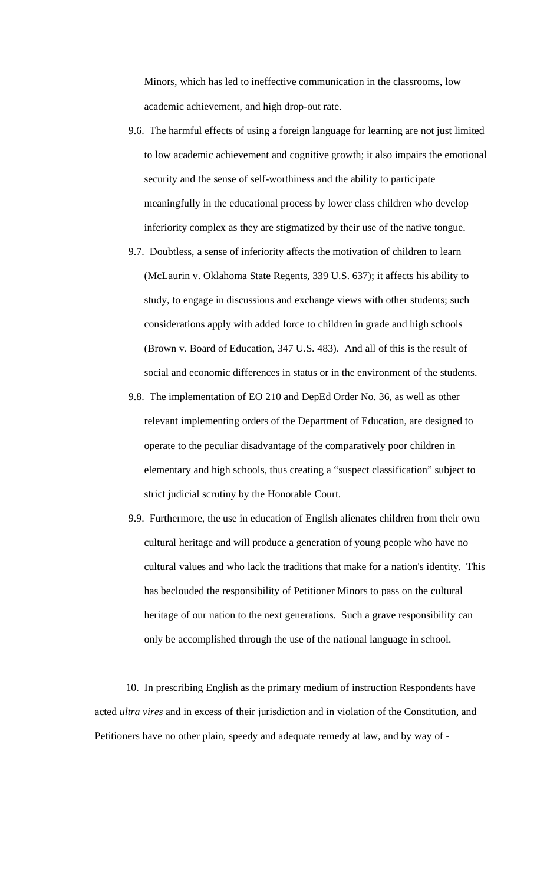Minors, which has led to ineffective communication in the classrooms, low academic achievement, and high drop-out rate.

9.6. The harmful effects of using a foreign language for learning are not just limited to low academic achievement and cognitive growth; it also impairs the emotional security and the sense of self-worthiness and the ability to participate meaningfully in the educational process by lower class children who develop inferiority complex as they are stigmatized by their use of the native tongue.

9.7. Doubtless, a sense of inferiority affects the motivation of children to learn (McLaurin v. Oklahoma State Regents, 339 U.S. 637); it affects his ability to study, to engage in discussions and exchange views with other students; such considerations apply with added force to children in grade and high schools (Brown v. Board of Education, 347 U.S. 483). And all of this is the result of social and economic differences in status or in the environment of the students.

9.8. The implementation of EO 210 and DepEd Order No. 36, as well as other relevant implementing orders of the Department of Education, are designed to operate to the peculiar disadvantage of the comparatively poor children in elementary and high schools, thus creating a "suspect classification" subject to strict judicial scrutiny by the Honorable Court.

9.9. Furthermore, the use in education of English alienates children from their own cultural heritage and will produce a generation of young people who have no cultural values and who lack the traditions that make for a nation's identity. This has beclouded the responsibility of Petitioner Minors to pass on the cultural heritage of our nation to the next generations. Such a grave responsibility can only be accomplished through the use of the national language in school.

10. In prescribing English as the primary medium of instruction Respondents have acted ***ultra vires*** and in excess of their jurisdiction and in violation of the Constitution, and Petitioners have no other plain, speedy and adequate remedy at law, and by way of -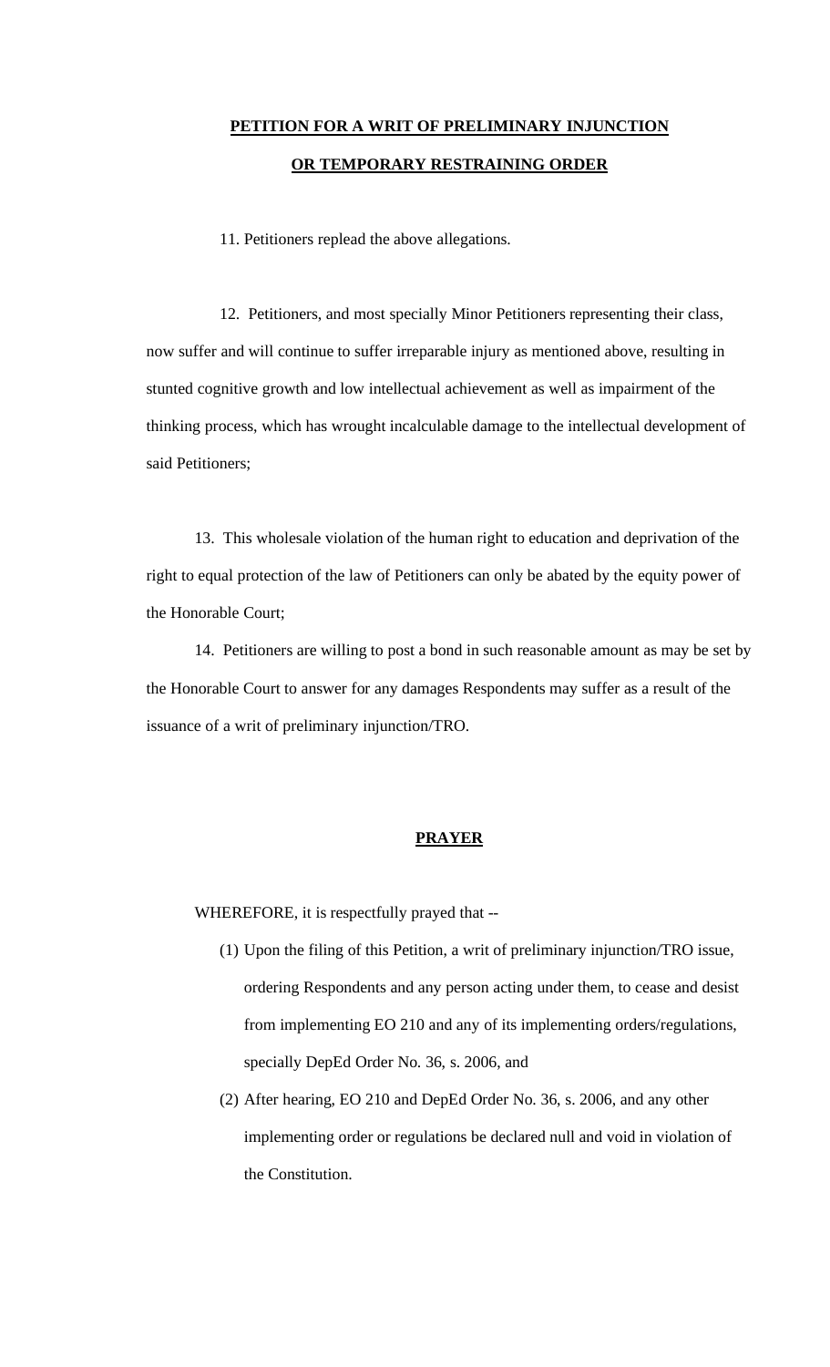## PETITION FOR A WRIT OF PRELIMINARY INJUNCTION OR TEMPORARY RESTRAINING ORDER

11. Petitioners replead the above allegations.

12. Petitioners, and most specially Minor Petitioners representing their class, now suffer and will continue to suffer irreparable injury as mentioned above, resulting in stunted cognitive growth and low intellectual achievement as well as impairment of the thinking process, which has wrought incalculable damage to the intellectual development of said Petitioners;

13. This wholesale violation of the human right to education and deprivation of the right to equal protection of the law of Petitioners can only be abated by the equity power of the Honorable Court;

14. Petitioners are willing to post a bond in such reasonable amount as may be set by the Honorable Court to answer for any damages Respondents may suffer as a result of the issuance of a writ of preliminary injunction/TRO.

## PRAYER

WHEREFORE, it is respectfully prayed that --

(1) Upon the filing of this Petition, a writ of preliminary injunction/TRO issue, ordering Respondents and any person acting under them, to cease and desist from implementing EO 210 and any of its implementing orders/regulations, specially DepEd Order No. 36, s. 2006, and

(2) After hearing, EO 210 and DepEd Order No. 36, s. 2006, and any other implementing order or regulations be declared null and void in violation of the Constitution.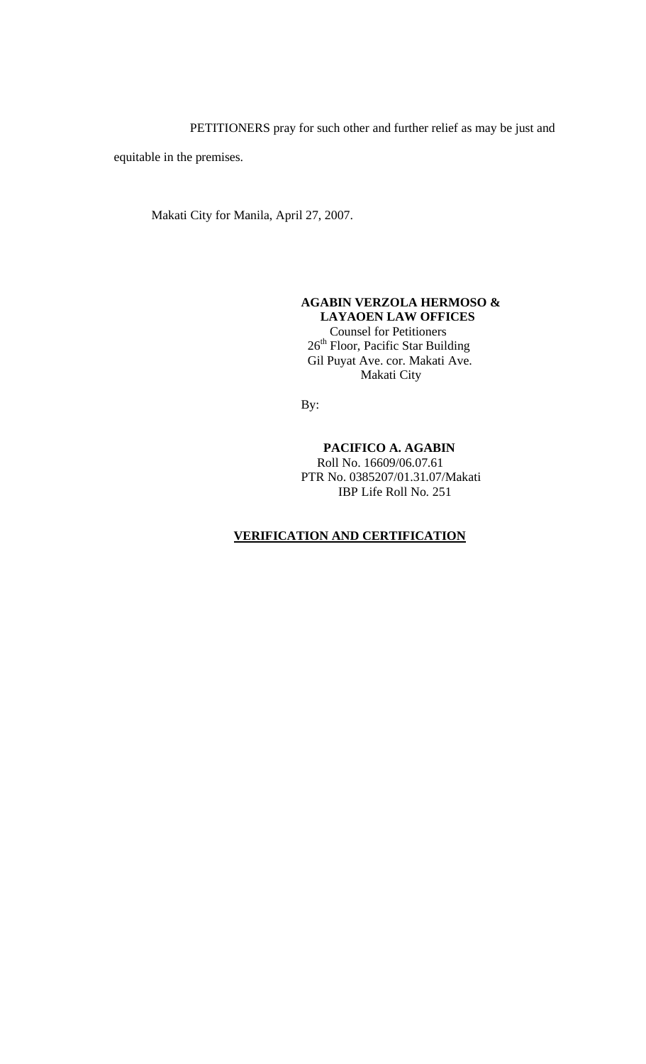PETITIONERS pray for such other and further relief as may be just and equitable in the premises.

Makati City for Manila, April 27, 2007.

**AGABIN VERZOLA HERMOSO &**
**LAYAOEN LAW OFFICES**
Counsel for Petitioners
26th Floor, Pacific Star Building
Gil Puyat Ave. cor. Makati Ave.
Makati City

By:

**PACIFICO A. AGABIN**
Roll No. 16609/06.07.61
PTR No. 0385207/01.31.07/Makati
IBP Life Roll No. 251

**VERIFICATION AND CERTIFICATION**